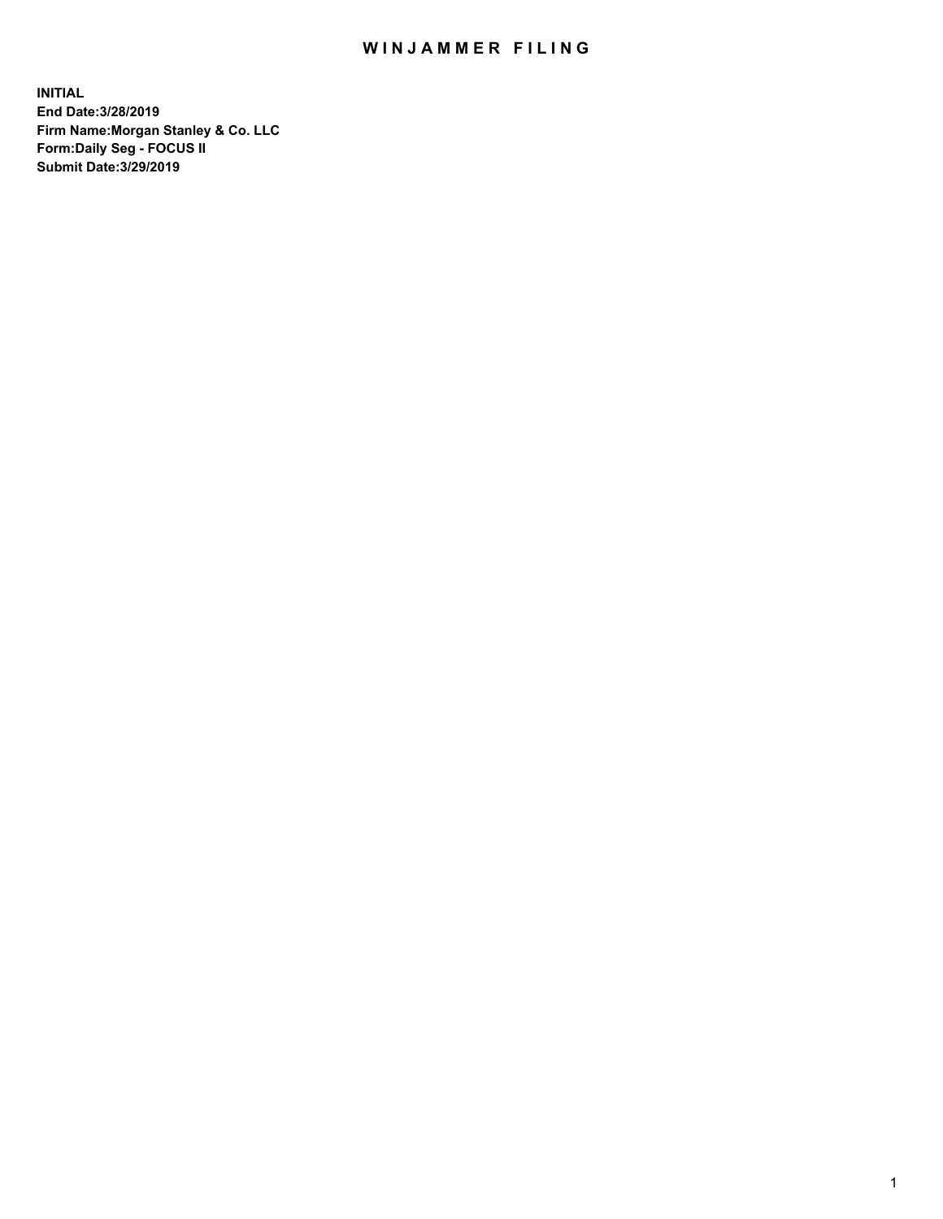# WINJAMMER FILING

**INITIAL**
**End Date:3/28/2019**
**Firm Name:Morgan Stanley & Co. LLC**
**Form:Daily Seg - FOCUS II**
**Submit Date:3/29/2019**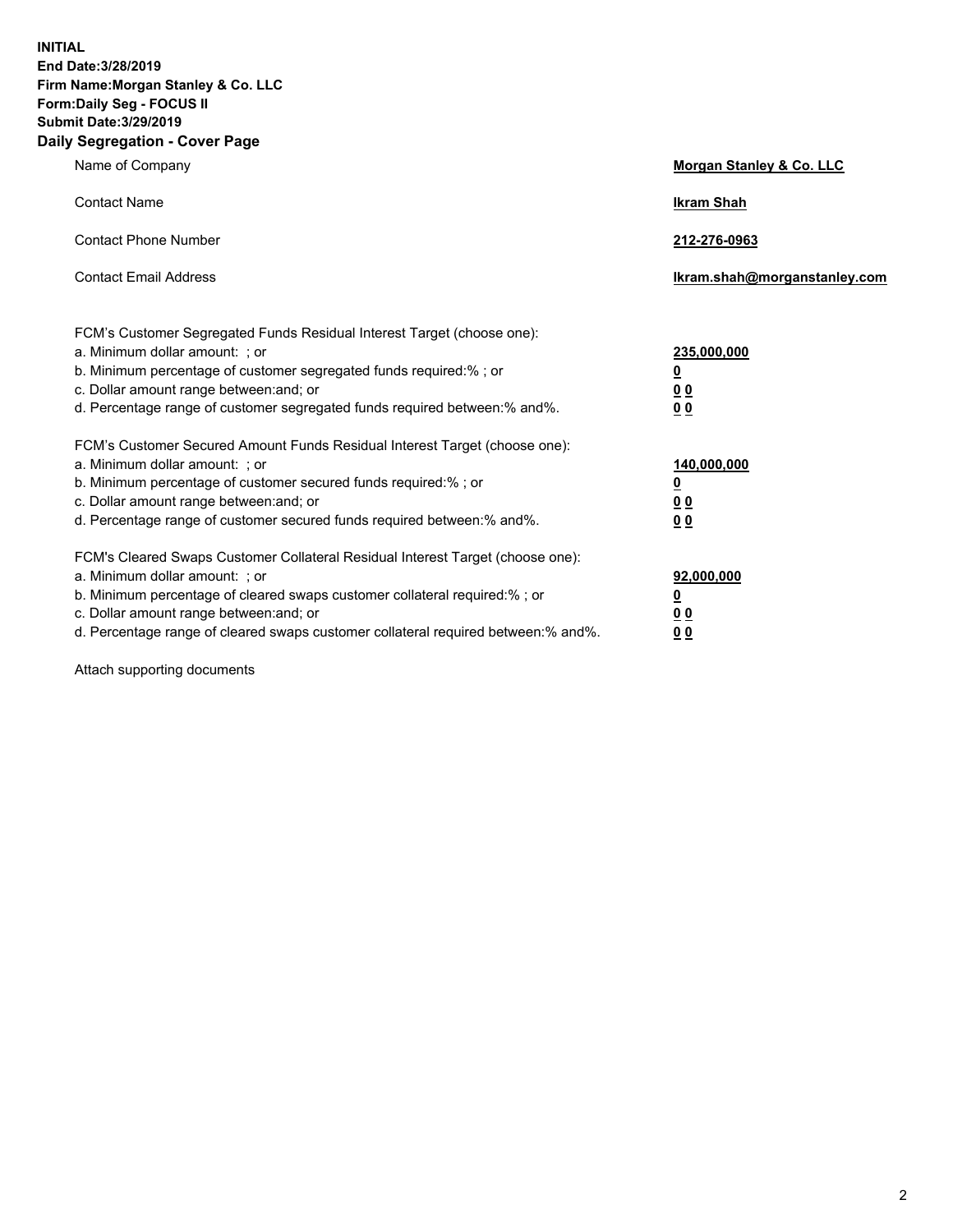**INITIAL**
**End Date:3/28/2019**
**Firm Name:Morgan Stanley & Co. LLC**
**Form:Daily Seg - FOCUS II**
**Submit Date:3/29/2019**
**Daily Segregation - Cover Page**

| | |
|---|---|
| Name of Company | **Morgan Stanley & Co. LLC** |
| Contact Name | **Ikram Shah** |
| Contact Phone Number | **212-276-0963** |
| Contact Email Address | **Ikram.shah@morganstanley.com** |

FCM's Customer Segregated Funds Residual Interest Target (choose one):

| | |
|---|---|
| a. Minimum dollar amount: ; or | **235,000,000** |
| b. Minimum percentage of customer segregated funds required:% ; or | **0** |
| c. Dollar amount range between:and; or | **0 0** |
| d. Percentage range of customer segregated funds required between:% and%. | **0 0** |

FCM's Customer Secured Amount Funds Residual Interest Target (choose one):

| | |
|---|---|
| a. Minimum dollar amount: ; or | **140,000,000** |
| b. Minimum percentage of customer secured funds required:% ; or | **0** |
| c. Dollar amount range between:and; or | **0 0** |
| d. Percentage range of customer secured funds required between:% and%. | **0 0** |

FCM's Cleared Swaps Customer Collateral Residual Interest Target (choose one):

| | |
|---|---|
| a. Minimum dollar amount: ; or | **92,000,000** |
| b. Minimum percentage of cleared swaps customer collateral required:% ; or | **0** |
| c. Dollar amount range between:and; or | **0 0** |
| d. Percentage range of cleared swaps customer collateral required between:% and%. | **0 0** |

Attach supporting documents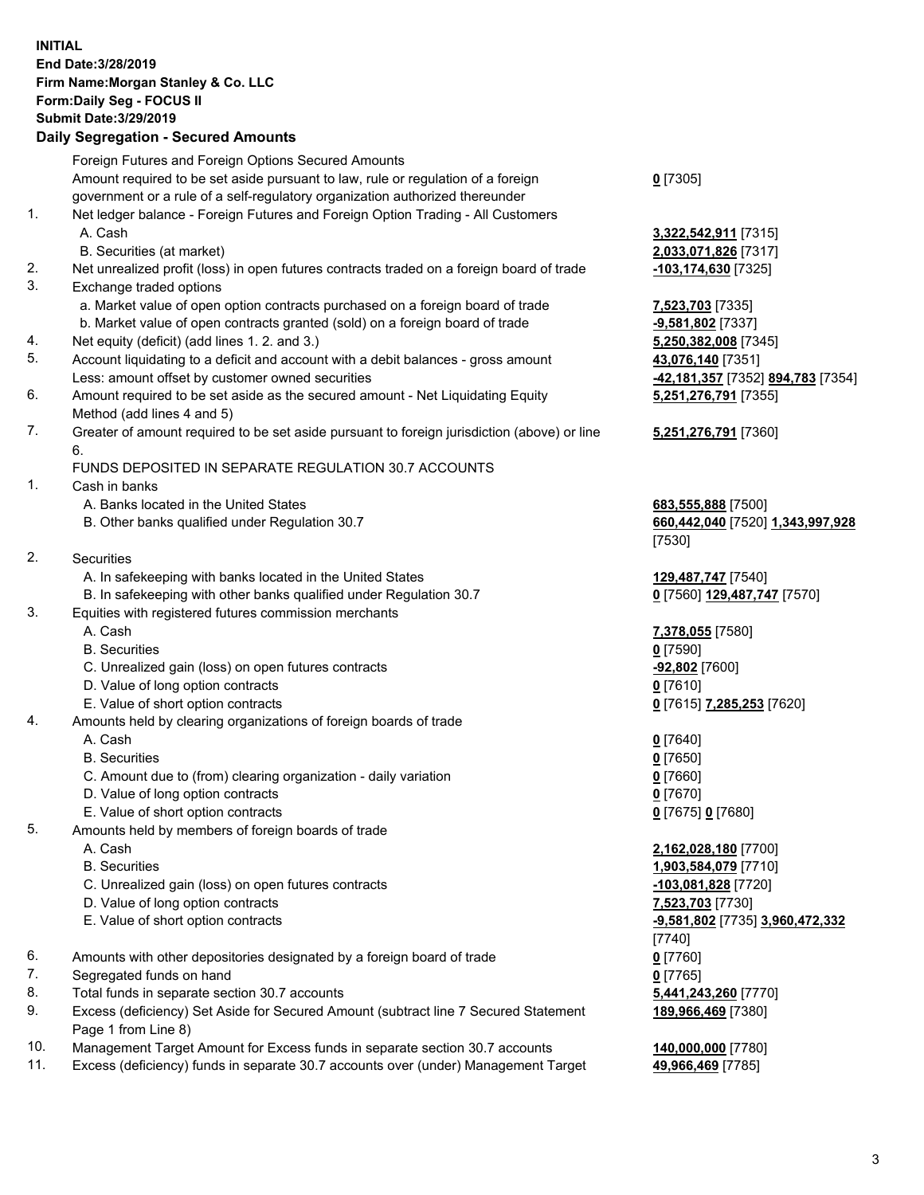**INITIAL**
**End Date:3/28/2019**
**Firm Name:Morgan Stanley & Co. LLC**
**Form:Daily Seg - FOCUS II**
**Submit Date:3/29/2019**
**Daily Segregation - Secured Amounts**

| | | |
|---|---|---|
| | Foreign Futures and Foreign Options Secured Amounts | |
| | Amount required to be set aside pursuant to law, rule or regulation of a foreign government or a rule of a self-regulatory organization authorized thereunder | **0** [7305] |
| 1. | Net ledger balance - Foreign Futures and Foreign Option Trading - All Customers | |
| | A. Cash | **3,322,542,911** [7315] |
| | B. Securities (at market) | **2,033,071,826** [7317] |
| 2. | Net unrealized profit (loss) in open futures contracts traded on a foreign board of trade | **-103,174,630** [7325] |
| 3. | Exchange traded options | |
| | a. Market value of open option contracts purchased on a foreign board of trade | **7,523,703** [7335] |
| | b. Market value of open contracts granted (sold) on a foreign board of trade | **-9,581,802** [7337] |
| 4. | Net equity (deficit) (add lines 1. 2. and 3.) | **5,250,382,008** [7345] |
| 5. | Account liquidating to a deficit and account with a debit balances - gross amount | **43,076,140** [7351] |
| | Less: amount offset by customer owned securities | **-42,181,357** [7352] **894,783** [7354] |
| 6. | Amount required to be set aside as the secured amount - Net Liquidating Equity Method (add lines 4 and 5) | **5,251,276,791** [7355] |
| 7. | Greater of amount required to be set aside pursuant to foreign jurisdiction (above) or line 6. | **5,251,276,791** [7360] |
| | FUNDS DEPOSITED IN SEPARATE REGULATION 30.7 ACCOUNTS | |
| 1. | Cash in banks | |
| | A. Banks located in the United States | **683,555,888** [7500] |
| | B. Other banks qualified under Regulation 30.7 | **660,442,040** [7520] **1,343,997,928** [7530] |
| 2. | Securities | |
| | A. In safekeeping with banks located in the United States | **129,487,747** [7540] |
| | B. In safekeeping with other banks qualified under Regulation 30.7 | **0** [7560] **129,487,747** [7570] |
| 3. | Equities with registered futures commission merchants | |
| | A. Cash | **7,378,055** [7580] |
| | B. Securities | **0** [7590] |
| | C. Unrealized gain (loss) on open futures contracts | **-92,802** [7600] |
| | D. Value of long option contracts | **0** [7610] |
| | E. Value of short option contracts | **0** [7615] **7,285,253** [7620] |
| 4. | Amounts held by clearing organizations of foreign boards of trade | |
| | A. Cash | **0** [7640] |
| | B. Securities | **0** [7650] |
| | C. Amount due to (from) clearing organization - daily variation | **0** [7660] |
| | D. Value of long option contracts | **0** [7670] |
| | E. Value of short option contracts | **0** [7675] **0** [7680] |
| 5. | Amounts held by members of foreign boards of trade | |
| | A. Cash | **2,162,028,180** [7700] |
| | B. Securities | **1,903,584,079** [7710] |
| | C. Unrealized gain (loss) on open futures contracts | **-103,081,828** [7720] |
| | D. Value of long option contracts | **7,523,703** [7730] |
| | E. Value of short option contracts | **-9,581,802** [7735] **3,960,472,332** [7740] |
| 6. | Amounts with other depositories designated by a foreign board of trade | **0** [7760] |
| 7. | Segregated funds on hand | **0** [7765] |
| 8. | Total funds in separate section 30.7 accounts | **5,441,243,260** [7770] |
| 9. | Excess (deficiency) Set Aside for Secured Amount (subtract line 7 Secured Statement Page 1 from Line 8) | **189,966,469** [7380] |
| 10. | Management Target Amount for Excess funds in separate section 30.7 accounts | **140,000,000** [7780] |
| 11. | Excess (deficiency) funds in separate 30.7 accounts over (under) Management Target | **49,966,469** [7785] |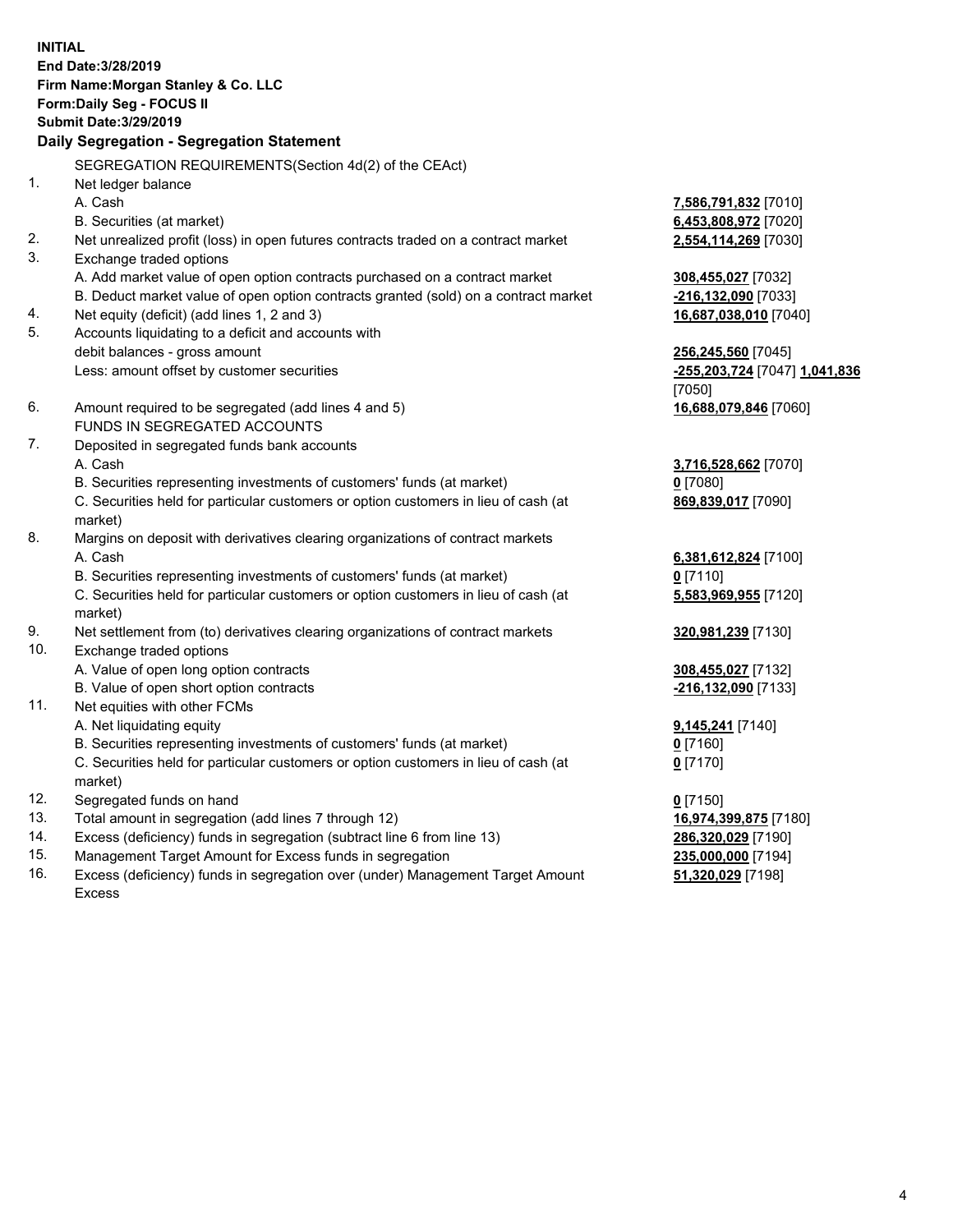**INITIAL**
**End Date:3/28/2019**
**Firm Name:Morgan Stanley & Co. LLC**
**Form:Daily Seg - FOCUS II**
**Submit Date:3/29/2019**

**Daily Segregation - Segregation Statement**

| | | |
|---|---|---|
| | SEGREGATION REQUIREMENTS(Section 4d(2) of the CEAct) | |
| 1. | Net ledger balance | |
| | A. Cash | **7,586,791,832** [7010] |
| | B. Securities (at market) | **6,453,808,972** [7020] |
| 2. | Net unrealized profit (loss) in open futures contracts traded on a contract market | **2,554,114,269** [7030] |
| 3. | Exchange traded options | |
| | A. Add market value of open option contracts purchased on a contract market | **308,455,027** [7032] |
| | B. Deduct market value of open option contracts granted (sold) on a contract market | **-216,132,090** [7033] |
| 4. | Net equity (deficit) (add lines 1, 2 and 3) | **16,687,038,010** [7040] |
| 5. | Accounts liquidating to a deficit and accounts with debit balances - gross amount | **256,245,560** [7045] |
| | Less: amount offset by customer securities | **-255,203,724** [7047] **1,041,836** [7050] |
| 6. | Amount required to be segregated (add lines 4 and 5) | **16,688,079,846** [7060] |
| | FUNDS IN SEGREGATED ACCOUNTS | |
| 7. | Deposited in segregated funds bank accounts | |
| | A. Cash | **3,716,528,662** [7070] |
| | B. Securities representing investments of customers' funds (at market) | **0** [7080] |
| | C. Securities held for particular customers or option customers in lieu of cash (at market) | **869,839,017** [7090] |
| 8. | Margins on deposit with derivatives clearing organizations of contract markets | |
| | A. Cash | **6,381,612,824** [7100] |
| | B. Securities representing investments of customers' funds (at market) | **0** [7110] |
| | C. Securities held for particular customers or option customers in lieu of cash (at market) | **5,583,969,955** [7120] |
| 9. | Net settlement from (to) derivatives clearing organizations of contract markets | **320,981,239** [7130] |
| 10. | Exchange traded options | |
| | A. Value of open long option contracts | **308,455,027** [7132] |
| | B. Value of open short option contracts | **-216,132,090** [7133] |
| 11. | Net equities with other FCMs | |
| | A. Net liquidating equity | **9,145,241** [7140] |
| | B. Securities representing investments of customers' funds (at market) | **0** [7160] |
| | C. Securities held for particular customers or option customers in lieu of cash (at market) | **0** [7170] |
| 12. | Segregated funds on hand | **0** [7150] |
| 13. | Total amount in segregation (add lines 7 through 12) | **16,974,399,875** [7180] |
| 14. | Excess (deficiency) funds in segregation (subtract line 6 from line 13) | **286,320,029** [7190] |
| 15. | Management Target Amount for Excess funds in segregation | **235,000,000** [7194] |
| 16. | Excess (deficiency) funds in segregation over (under) Management Target Amount Excess | **51,320,029** [7198] |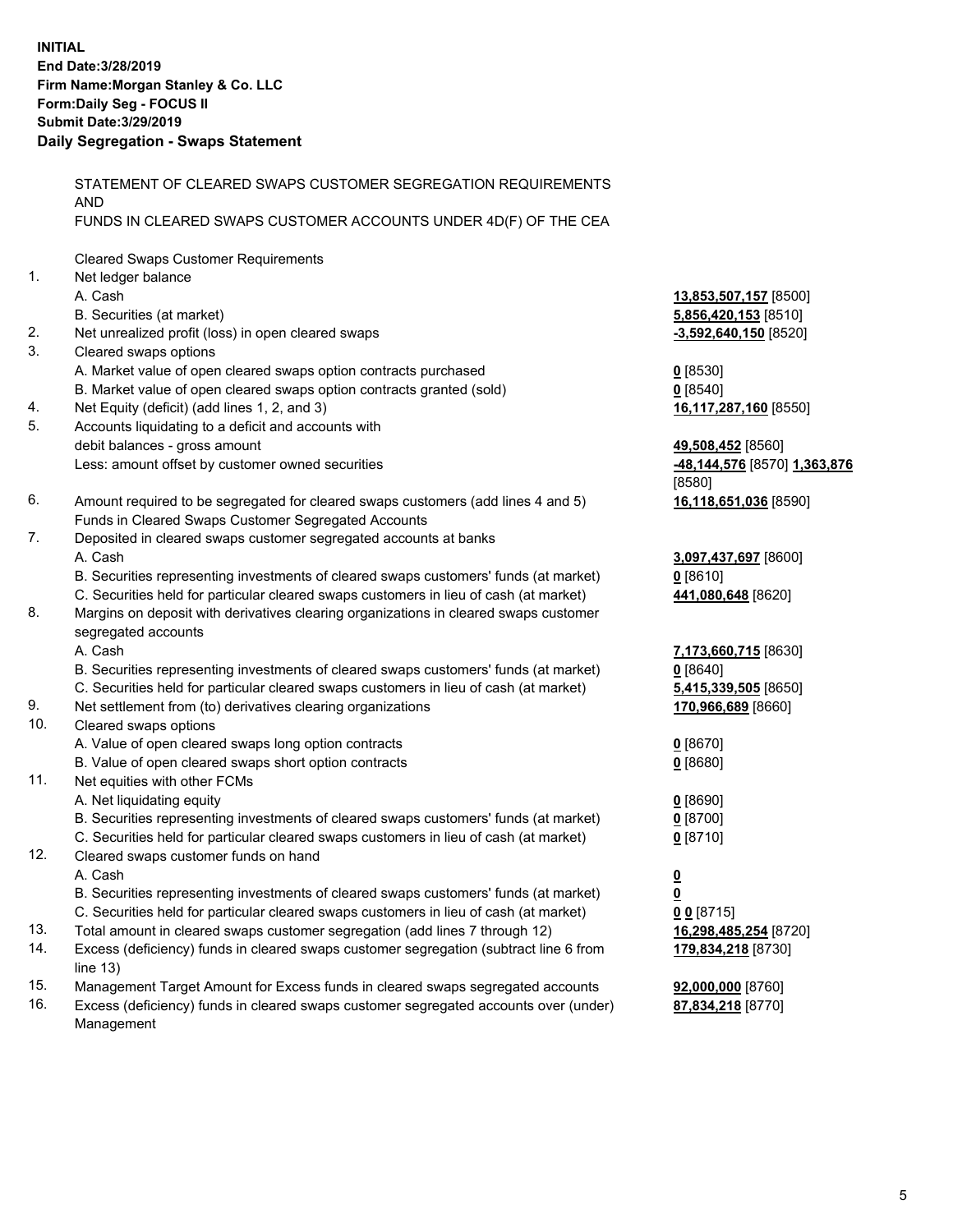**INITIAL**
**End Date:3/28/2019**
**Firm Name:Morgan Stanley & Co. LLC**
**Form:Daily Seg - FOCUS II**
**Submit Date:3/29/2019**
**Daily Segregation - Swaps Statement**

STATEMENT OF CLEARED SWAPS CUSTOMER SEGREGATION REQUIREMENTS AND FUNDS IN CLEARED SWAPS CUSTOMER ACCOUNTS UNDER 4D(F) OF THE CEA

| | | |
|---|---|---|
| | Cleared Swaps Customer Requirements | |
| 1. | Net ledger balance | |
| | A. Cash | **13,853,507,157** [8500] |
| | B. Securities (at market) | **5,856,420,153** [8510] |
| 2. | Net unrealized profit (loss) in open cleared swaps | **-3,592,640,150** [8520] |
| 3. | Cleared swaps options | |
| | A. Market value of open cleared swaps option contracts purchased | **0** [8530] |
| | B. Market value of open cleared swaps option contracts granted (sold) | **0** [8540] |
| 4. | Net Equity (deficit) (add lines 1, 2, and 3) | **16,117,287,160** [8550] |
| 5. | Accounts liquidating to a deficit and accounts with debit balances - gross amount | **49,508,452** [8560] |
| | Less: amount offset by customer owned securities | **-48,144,576** [8570] **1,363,876** [8580] |
| 6. | Amount required to be segregated for cleared swaps customers (add lines 4 and 5) | **16,118,651,036** [8590] |
| | Funds in Cleared Swaps Customer Segregated Accounts | |
| 7. | Deposited in cleared swaps customer segregated accounts at banks | |
| | A. Cash | **3,097,437,697** [8600] |
| | B. Securities representing investments of cleared swaps customers' funds (at market) | **0** [8610] |
| | C. Securities held for particular cleared swaps customers in lieu of cash (at market) | **441,080,648** [8620] |
| 8. | Margins on deposit with derivatives clearing organizations in cleared swaps customer segregated accounts | |
| | A. Cash | **7,173,660,715** [8630] |
| | B. Securities representing investments of cleared swaps customers' funds (at market) | **0** [8640] |
| | C. Securities held for particular cleared swaps customers in lieu of cash (at market) | **5,415,339,505** [8650] |
| 9. | Net settlement from (to) derivatives clearing organizations | **170,966,689** [8660] |
| 10. | Cleared swaps options | |
| | A. Value of open cleared swaps long option contracts | **0** [8670] |
| | B. Value of open cleared swaps short option contracts | **0** [8680] |
| 11. | Net equities with other FCMs | |
| | A. Net liquidating equity | **0** [8690] |
| | B. Securities representing investments of cleared swaps customers' funds (at market) | **0** [8700] |
| | C. Securities held for particular cleared swaps customers in lieu of cash (at market) | **0** [8710] |
| 12. | Cleared swaps customer funds on hand | |
| | A. Cash | **0** |
| | B. Securities representing investments of cleared swaps customers' funds (at market) | **0** |
| | C. Securities held for particular cleared swaps customers in lieu of cash (at market) | **0** **0** [8715] |
| 13. | Total amount in cleared swaps customer segregation (add lines 7 through 12) | **16,298,485,254** [8720] |
| 14. | Excess (deficiency) funds in cleared swaps customer segregation (subtract line 6 from line 13) | **179,834,218** [8730] |
| 15. | Management Target Amount for Excess funds in cleared swaps segregated accounts | **92,000,000** [8760] |
| 16. | Excess (deficiency) funds in cleared swaps customer segregated accounts over (under) Management | **87,834,218** [8770] |